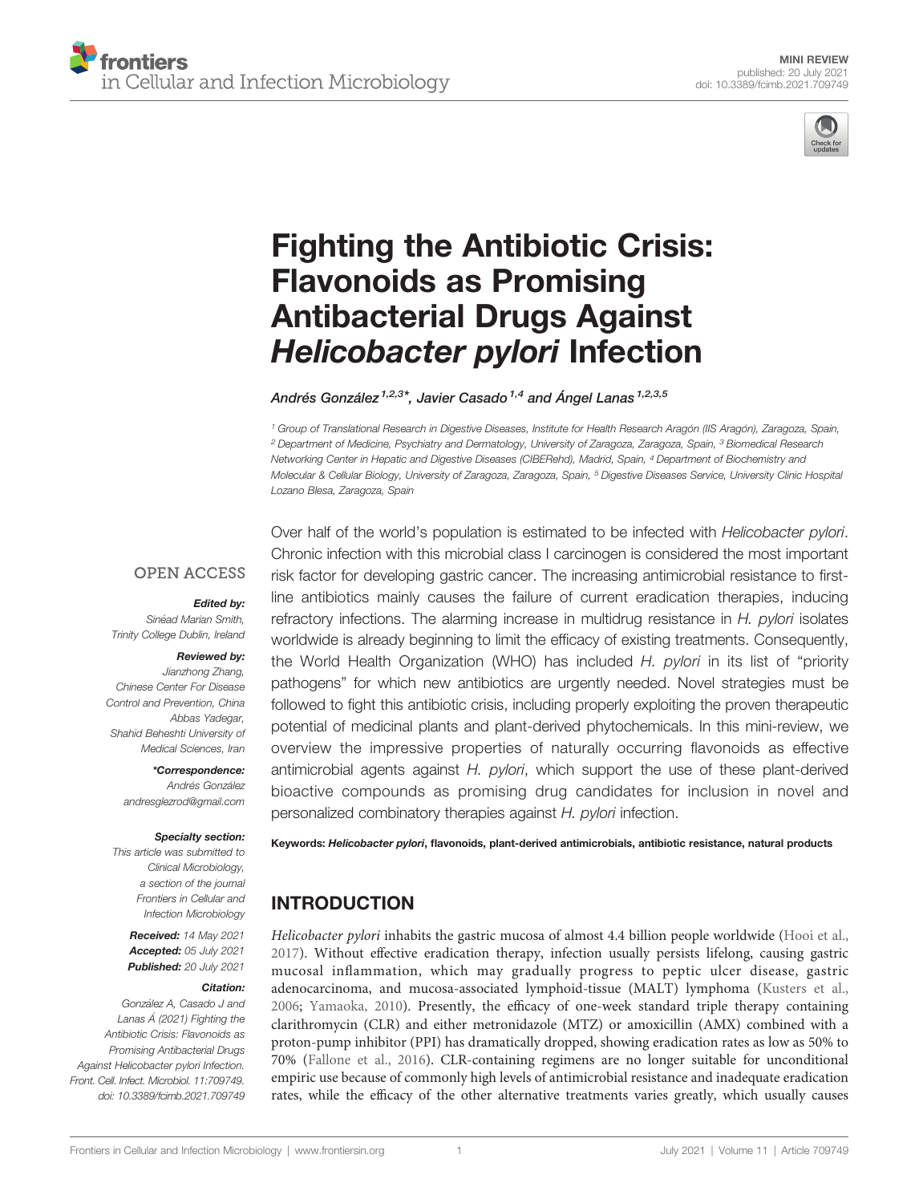MINI REVIEW
published: 20 July 2021
doi: 10.3389/fcimb.2021.709749

# Fighting the Antibiotic Crisis: Flavonoids as Promising Antibacterial Drugs Against *Helicobacter pylori* Infection

*Andrés González[1,2,3]*, Javier Casado[1,4] and Ángel Lanas[1,2,3,5]*

[1] Group of Translational Research in Digestive Diseases, Institute for Health Research Aragón (IIS Aragón), Zaragoza, Spain, [2] Department of Medicine, Psychiatry and Dermatology, University of Zaragoza, Zaragoza, Spain, [3] Biomedical Research Networking Center in Hepatic and Digestive Diseases (CIBERehd), Madrid, Spain, [4] Department of Biochemistry and Molecular & Cellular Biology, University of Zaragoza, Zaragoza, Spain, [5] Digestive Diseases Service, University Clinic Hospital Lozano Blesa, Zaragoza, Spain

OPEN ACCESS

***Edited by:***
*Sinéad Marian Smith, Trinity College Dublin, Ireland*

***Reviewed by:***
*Jianzhong Zhang, Chinese Center For Disease Control and Prevention, China*
*Abbas Yadegar, Shahid Beheshti University of Medical Sciences, Iran*

***\*Correspondence:***
*Andrés González*
*andresglezrod@gmail.com*

***Specialty section:***
*This article was submitted to Clinical Microbiology, a section of the journal Frontiers in Cellular and Infection Microbiology*

***Received:*** *14 May 2021*
***Accepted:*** *05 July 2021*
***Published:*** *20 July 2021*

***Citation:***
*González A, Casado J and Lanas Á (2021) Fighting the Antibiotic Crisis: Flavonoids as Promising Antibacterial Drugs Against Helicobacter pylori Infection. Front. Cell. Infect. Microbiol. 11:709749. doi: 10.3389/fcimb.2021.709749*

Over half of the world's population is estimated to be infected with *Helicobacter pylori*. Chronic infection with this microbial class I carcinogen is considered the most important risk factor for developing gastric cancer. The increasing antimicrobial resistance to first-line antibiotics mainly causes the failure of current eradication therapies, inducing refractory infections. The alarming increase in multidrug resistance in *H. pylori* isolates worldwide is already beginning to limit the efficacy of existing treatments. Consequently, the World Health Organization (WHO) has included *H. pylori* in its list of "priority pathogens" for which new antibiotics are urgently needed. Novel strategies must be followed to fight this antibiotic crisis, including properly exploiting the proven therapeutic potential of medicinal plants and plant-derived phytochemicals. In this mini-review, we overview the impressive properties of naturally occurring flavonoids as effective antimicrobial agents against *H. pylori*, which support the use of these plant-derived bioactive compounds as promising drug candidates for inclusion in novel and personalized combinatory therapies against *H. pylori* infection.

**Keywords:** ***Helicobacter pylori***, **flavonoids, plant-derived antimicrobials, antibiotic resistance, natural products**

## INTRODUCTION

*Helicobacter pylori* inhabits the gastric mucosa of almost 4.4 billion people worldwide (Hooi et al., 2017). Without effective eradication therapy, infection usually persists lifelong, causing gastric mucosal inflammation, which may gradually progress to peptic ulcer disease, gastric adenocarcinoma, and mucosa-associated lymphoid-tissue (MALT) lymphoma (Kusters et al., 2006; Yamaoka, 2010). Presently, the efficacy of one-week standard triple therapy containing clarithromycin (CLR) and either metronidazole (MTZ) or amoxicillin (AMX) combined with a proton-pump inhibitor (PPI) has dramatically dropped, showing eradication rates as low as 50% to 70% (Fallone et al., 2016). CLR-containing regimens are no longer suitable for unconditional empiric use because of commonly high levels of antimicrobial resistance and inadequate eradication rates, while the efficacy of the other alternative treatments varies greatly, which usually causes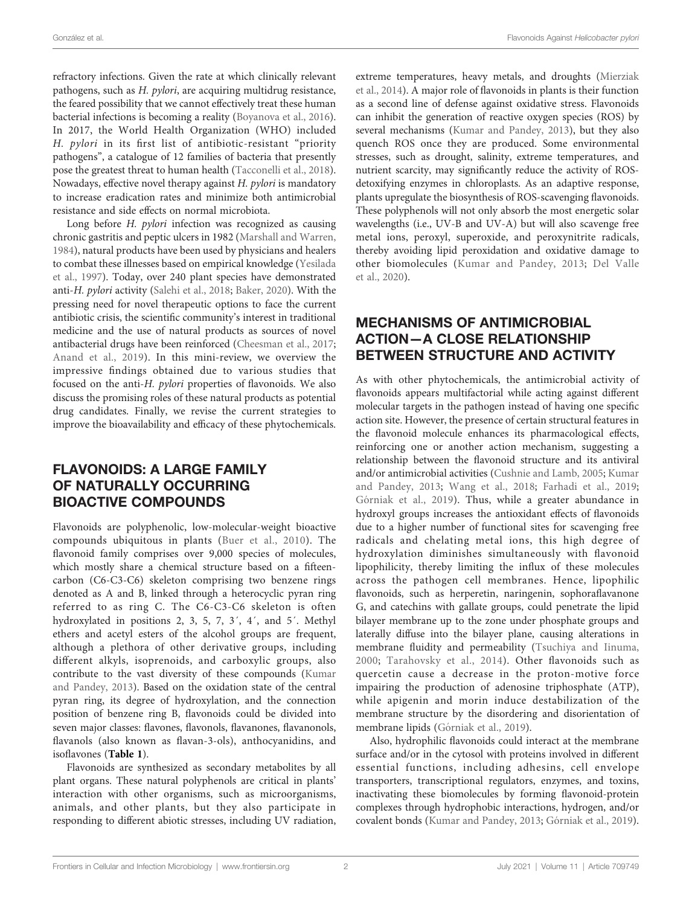refractory infections. Given the rate at which clinically relevant pathogens, such as *H. pylori*, are acquiring multidrug resistance, the feared possibility that we cannot effectively treat these human bacterial infections is becoming a reality (Boyanova et al., 2016). In 2017, the World Health Organization (WHO) included *H. pylori* in its first list of antibiotic-resistant "priority pathogens", a catalogue of 12 families of bacteria that presently pose the greatest threat to human health (Tacconelli et al., 2018). Nowadays, effective novel therapy against *H. pylori* is mandatory to increase eradication rates and minimize both antimicrobial resistance and side effects on normal microbiota.

Long before *H. pylori* infection was recognized as causing chronic gastritis and peptic ulcers in 1982 (Marshall and Warren, 1984), natural products have been used by physicians and healers to combat these illnesses based on empirical knowledge (Yesilada et al., 1997). Today, over 240 plant species have demonstrated anti-*H. pylori* activity (Salehi et al., 2018; Baker, 2020). With the pressing need for novel therapeutic options to face the current antibiotic crisis, the scientific community's interest in traditional medicine and the use of natural products as sources of novel antibacterial drugs have been reinforced (Cheesman et al., 2017; Anand et al., 2019). In this mini-review, we overview the impressive findings obtained due to various studies that focused on the anti-*H. pylori* properties of flavonoids. We also discuss the promising roles of these natural products as potential drug candidates. Finally, we revise the current strategies to improve the bioavailability and efficacy of these phytochemicals.

## FLAVONOIDS: A LARGE FAMILY OF NATURALLY OCCURRING BIOACTIVE COMPOUNDS

Flavonoids are polyphenolic, low-molecular-weight bioactive compounds ubiquitous in plants (Buer et al., 2010). The flavonoid family comprises over 9,000 species of molecules, which mostly share a chemical structure based on a fifteen-carbon (C6-C3-C6) skeleton comprising two benzene rings denoted as A and B, linked through a heterocyclic pyran ring referred to as ring C. The C6-C3-C6 skeleton is often hydroxylated in positions 2, 3, 5, 7, 3´, 4´, and 5´. Methyl ethers and acetyl esters of the alcohol groups are frequent, although a plethora of other derivative groups, including different alkyls, isoprenoids, and carboxylic groups, also contribute to the vast diversity of these compounds (Kumar and Pandey, 2013). Based on the oxidation state of the central pyran ring, its degree of hydroxylation, and the connection position of benzene ring B, flavonoids could be divided into seven major classes: flavones, flavonols, flavanones, flavanonols, flavanols (also known as flavan-3-ols), anthocyanidins, and isoflavones (**Table 1**).

Flavonoids are synthesized as secondary metabolites by all plant organs. These natural polyphenols are critical in plants' interaction with other organisms, such as microorganisms, animals, and other plants, but they also participate in responding to different abiotic stresses, including UV radiation, extreme temperatures, heavy metals, and droughts (Mierziak et al., 2014). A major role of flavonoids in plants is their function as a second line of defense against oxidative stress. Flavonoids can inhibit the generation of reactive oxygen species (ROS) by several mechanisms (Kumar and Pandey, 2013), but they also quench ROS once they are produced. Some environmental stresses, such as drought, salinity, extreme temperatures, and nutrient scarcity, may significantly reduce the activity of ROS-detoxifying enzymes in chloroplasts. As an adaptive response, plants upregulate the biosynthesis of ROS-scavenging flavonoids. These polyphenols will not only absorb the most energetic solar wavelengths (i.e., UV-B and UV-A) but will also scavenge free metal ions, peroxyl, superoxide, and peroxynitrite radicals, thereby avoiding lipid peroxidation and oxidative damage to other biomolecules (Kumar and Pandey, 2013; Del Valle et al., 2020).

## MECHANISMS OF ANTIMICROBIAL ACTION—A CLOSE RELATIONSHIP BETWEEN STRUCTURE AND ACTIVITY

As with other phytochemicals, the antimicrobial activity of flavonoids appears multifactorial while acting against different molecular targets in the pathogen instead of having one specific action site. However, the presence of certain structural features in the flavonoid molecule enhances its pharmacological effects, reinforcing one or another action mechanism, suggesting a relationship between the flavonoid structure and its antiviral and/or antimicrobial activities (Cushnie and Lamb, 2005; Kumar and Pandey, 2013; Wang et al., 2018; Farhadi et al., 2019; Górniak et al., 2019). Thus, while a greater abundance in hydroxyl groups increases the antioxidant effects of flavonoids due to a higher number of functional sites for scavenging free radicals and chelating metal ions, this high degree of hydroxylation diminishes simultaneously with flavonoid lipophilicity, thereby limiting the influx of these molecules across the pathogen cell membranes. Hence, lipophilic flavonoids, such as herperetin, naringenin, sophoraflavanone G, and catechins with gallate groups, could penetrate the lipid bilayer membrane up to the zone under phosphate groups and laterally diffuse into the bilayer plane, causing alterations in membrane fluidity and permeability (Tsuchiya and Iinuma, 2000; Tarahovsky et al., 2014). Other flavonoids such as quercetin cause a decrease in the proton-motive force impairing the production of adenosine triphosphate (ATP), while apigenin and morin induce destabilization of the membrane structure by the disordering and disorientation of membrane lipids (Górniak et al., 2019).

Also, hydrophilic flavonoids could interact at the membrane surface and/or in the cytosol with proteins involved in different essential functions, including adhesins, cell envelope transporters, transcriptional regulators, enzymes, and toxins, inactivating these biomolecules by forming flavonoid-protein complexes through hydrophobic interactions, hydrogen, and/or covalent bonds (Kumar and Pandey, 2013; Górniak et al., 2019).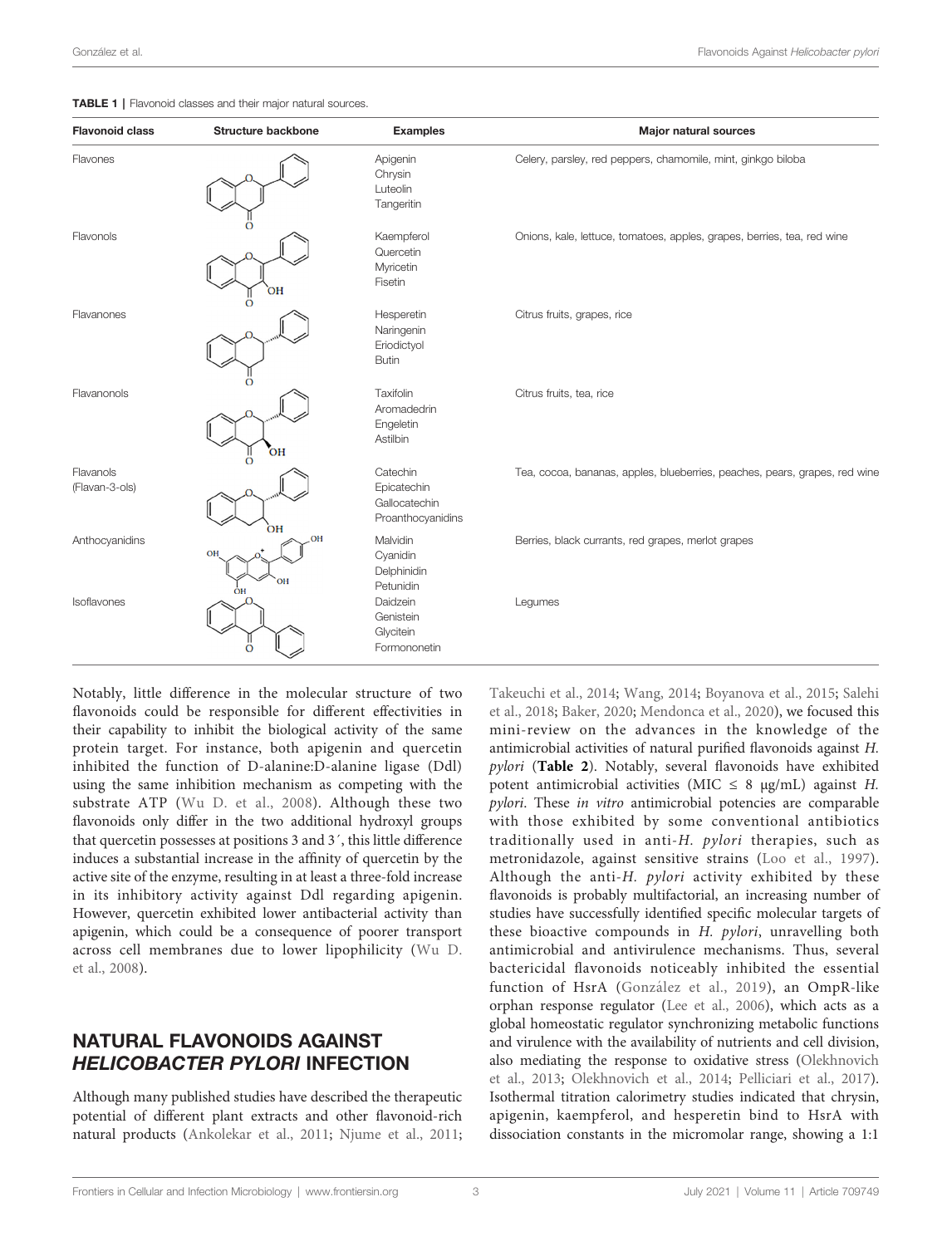**TABLE 1** | Flavonoid classes and their major natural sources.

| Flavonoid class | Structure backbone | Examples | Major natural sources |
|---|---|---|---|
| Flavones | | Apigenin<br>Chrysin<br>Luteolin<br>Tangeritin | Celery, parsley, red peppers, chamomile, mint, ginkgo biloba |
| Flavonols | | Kaempferol<br>Quercetin<br>Myricetin<br>Fisetin | Onions, kale, lettuce, tomatoes, apples, grapes, berries, tea, red wine |
| Flavanones | | Hesperetin<br>Naringenin<br>Eriodictyol<br>Butin | Citrus fruits, grapes, rice |
| Flavanonols | | Taxifolin<br>Aromadedrin<br>Engeletin<br>Astilbin | Citrus fruits, tea, rice |
| Flavanols (Flavan-3-ols) | | Catechin<br>Epicatechin<br>Gallocatechin<br>Proanthocyanidins | Tea, cocoa, bananas, apples, blueberries, peaches, pears, grapes, red wine |
| Anthocyanidins | | Malvidin<br>Cyanidin<br>Delphinidin<br>Petunidin | Berries, black currants, red grapes, merlot grapes |
| Isoflavones | | Daidzein<br>Genistein<br>Glycitein<br>Formononetin | Legumes |

Notably, little difference in the molecular structure of two flavonoids could be responsible for different effectivities in their capability to inhibit the biological activity of the same protein target. For instance, both apigenin and quercetin inhibited the function of D-alanine:D-alanine ligase (Ddl) using the same inhibition mechanism as competing with the substrate ATP (Wu D. et al., 2008). Although these two flavonoids only differ in the two additional hydroxyl groups that quercetin possesses at positions 3 and 3´, this little difference induces a substantial increase in the affinity of quercetin by the active site of the enzyme, resulting in at least a three-fold increase in its inhibitory activity against Ddl regarding apigenin. However, quercetin exhibited lower antibacterial activity than apigenin, which could be a consequence of poorer transport across cell membranes due to lower lipophilicity (Wu D. et al., 2008).

## NATURAL FLAVONOIDS AGAINST *HELICOBACTER PYLORI* INFECTION

Although many published studies have described the therapeutic potential of different plant extracts and other flavonoid-rich natural products (Ankolekar et al., 2011; Njume et al., 2011; Takeuchi et al., 2014; Wang, 2014; Boyanova et al., 2015; Salehi et al., 2018; Baker, 2020; Mendonca et al., 2020), we focused this mini-review on the advances in the knowledge of the antimicrobial activities of natural purified flavonoids against *H. pylori* (**Table 2**). Notably, several flavonoids have exhibited potent antimicrobial activities (MIC ≤ 8 μg/mL) against *H. pylori*. These *in vitro* antimicrobial potencies are comparable with those exhibited by some conventional antibiotics traditionally used in anti-*H. pylori* therapies, such as metronidazole, against sensitive strains (Loo et al., 1997). Although the anti-*H. pylori* activity exhibited by these flavonoids is probably multifactorial, an increasing number of studies have successfully identified specific molecular targets of these bioactive compounds in *H. pylori*, unravelling both antimicrobial and antivirulence mechanisms. Thus, several bactericidal flavonoids noticeably inhibited the essential function of HsrA (González et al., 2019), an OmpR-like orphan response regulator (Lee et al., 2006), which acts as a global homeostatic regulator synchronizing metabolic functions and virulence with the availability of nutrients and cell division, also mediating the response to oxidative stress (Olekhnovich et al., 2013; Olekhnovich et al., 2014; Pelliciari et al., 2017). Isothermal titration calorimetry studies indicated that chrysin, apigenin, kaempferol, and hesperetin bind to HsrA with dissociation constants in the micromolar range, showing a 1:1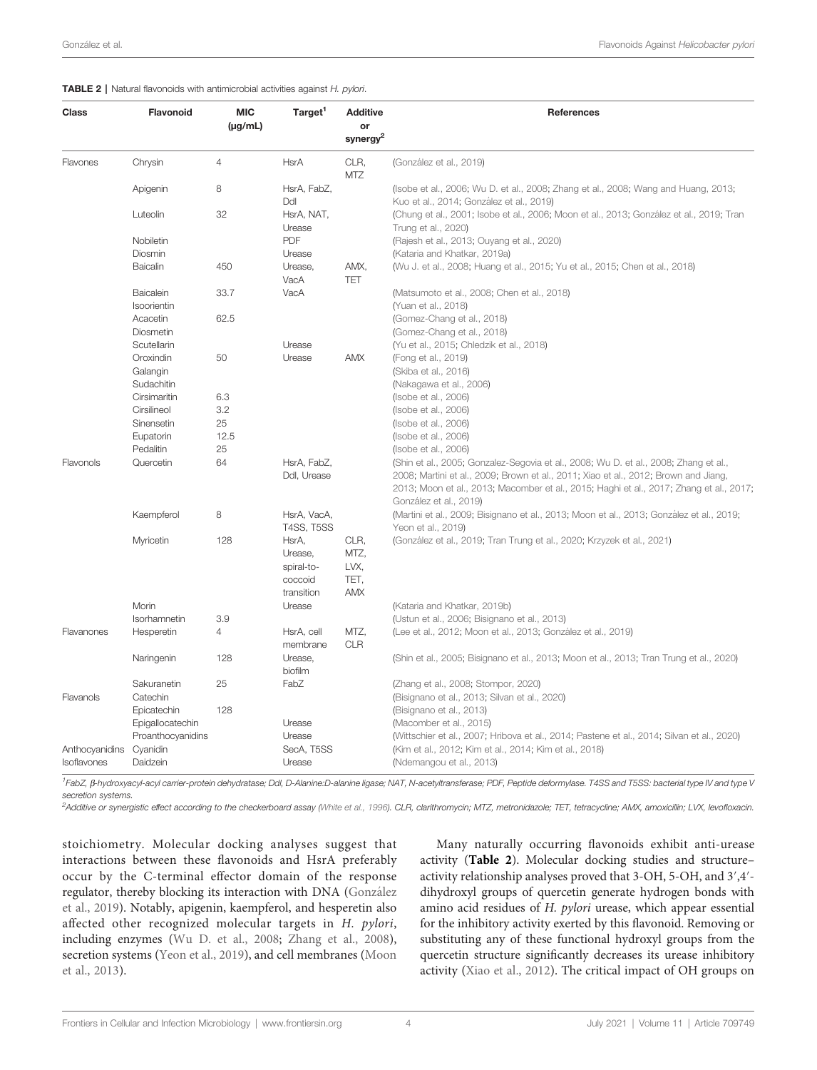**TABLE 2** | Natural flavonoids with antimicrobial activities against *H. pylori*.

| Class | Flavonoid | MIC (μg/mL) | Target[1] | Additive or synergy[2] | References |
|---|---|---|---|---|---|
| Flavones | Chrysin | 4 | HsrA | CLR, MTZ | (González et al., 2019) |
| | Apigenin | 8 | HsrA, FabZ, Ddl | | (Isobe et al., 2006; Wu D. et al., 2008; Zhang et al., 2008; Wang and Huang, 2013; Kuo et al., 2014; González et al., 2019) |
| | Luteolin | 32 | HsrA, NAT, Urease | | (Chung et al., 2001; Isobe et al., 2006; Moon et al., 2013; González et al., 2019; Tran Trung et al., 2020) |
| | Nobiletin | | PDF | | (Rajesh et al., 2013; Ouyang et al., 2020) |
| | Diosmin | | Urease | | (Kataria and Khatkar, 2019a) |
| | Baicalin | 450 | Urease, VacA | AMX, TET | (Wu J. et al., 2008; Huang et al., 2015; Yu et al., 2015; Chen et al., 2018) |
| | Baicalein | 33.7 | VacA | | (Matsumoto et al., 2008; Chen et al., 2018) |
| | Isoorientin | | | | (Yuan et al., 2018) |
| | Acacetin | 62.5 | | | (Gomez-Chang et al., 2018) |
| | Diosmetin | | | | (Gomez-Chang et al., 2018) |
| | Scutellarin | | Urease | | (Yu et al., 2015; Chledzik et al., 2018) |
| | Oroxindin | 50 | Urease | AMX | (Fong et al., 2019) |
| | Galangin | | | | (Skiba et al., 2016) |
| | Sudachitin | | | | (Nakagawa et al., 2006) |
| | Cirsimaritin | 6.3 | | | (Isobe et al., 2006) |
| | Cirsilineol | 3.2 | | | (Isobe et al., 2006) |
| | Sinensetin | 25 | | | (Isobe et al., 2006) |
| | Eupatorin | 12.5 | | | (Isobe et al., 2006) |
| | Pedalitin | 25 | | | (Isobe et al., 2006) |
| Flavonols | Quercetin | 64 | HsrA, FabZ, Ddl, Urease | | (Shin et al., 2005; Gonzalez-Segovia et al., 2008; Wu D. et al., 2008; Zhang et al., 2008; Martini et al., 2009; Brown et al., 2011; Xiao et al., 2012; Brown and Jiang, 2013; Moon et al., 2013; Macomber et al., 2015; Haghi et al., 2017; Zhang et al., 2017; González et al., 2019) |
| | Kaempferol | 8 | HsrA, VacA, T4SS, T5SS | | (Martini et al., 2009; Bisignano et al., 2013; Moon et al., 2013; González et al., 2019; Yeon et al., 2019) |
| | Myricetin | 128 | HsrA, Urease, spiral-to-coccoid transition | CLR, MTZ, LVX, TET, AMX | (González et al., 2019; Tran Trung et al., 2020; Krzyzek et al., 2021) |
| | Morin | | Urease | | (Kataria and Khatkar, 2019b) |
| | Isorhamnetin | 3.9 | | | (Ustun et al., 2006; Bisignano et al., 2013) |
| Flavanones | Hesperetin | 4 | HsrA, cell membrane | MTZ, CLR | (Lee et al., 2012; Moon et al., 2013; González et al., 2019) |
| | Naringenin | 128 | Urease, biofilm | | (Shin et al., 2005; Bisignano et al., 2013; Moon et al., 2013; Tran Trung et al., 2020) |
| | Sakuranetin | 25 | FabZ | | (Zhang et al., 2008; Stompor, 2020) |
| Flavanols | Catechin | | | | (Bisignano et al., 2013; Silvan et al., 2020) |
| | Epicatechin | 128 | | | (Bisignano et al., 2013) |
| | Epigallocatechin | | Urease | | (Macomber et al., 2015) |
| | Proanthocyanidins | | Urease | | (Wittschier et al., 2007; Hribova et al., 2014; Pastene et al., 2014; Silvan et al., 2020) |
| Anthocyanidins | Cyanidin | | SecA, T5SS | | (Kim et al., 2012; Kim et al., 2014; Kim et al., 2018) |
| Isoflavones | Daidzein | | Urease | | (Ndemangou et al., 2013) |

[1]FabZ, β-hydroxyacyl-acyl carrier-protein dehydratase; Ddl, D-Alanine:D-alanine ligase; NAT, N-acetyltransferase; PDF, Peptide deformylase. T4SS and T5SS: bacterial type IV and type V secretion systems.

[2]Additive or synergistic effect according to the checkerboard assay (White et al., 1996). CLR, clarithromycin; MTZ, metronidazole; TET, tetracycline; AMX, amoxicillin; LVX, levofloxacin.

stoichiometry. Molecular docking analyses suggest that interactions between these flavonoids and HsrA preferably occur by the C-terminal effector domain of the response regulator, thereby blocking its interaction with DNA (González et al., 2019). Notably, apigenin, kaempferol, and hesperetin also affected other recognized molecular targets in *H. pylori*, including enzymes (Wu D. et al., 2008; Zhang et al., 2008), secretion systems (Yeon et al., 2019), and cell membranes (Moon et al., 2013).

Many naturally occurring flavonoids exhibit anti-urease activity (**Table 2**). Molecular docking studies and structure–activity relationship analyses proved that 3-OH, 5-OH, and 3′,4′-dihydroxyl groups of quercetin generate hydrogen bonds with amino acid residues of *H. pylori* urease, which appear essential for the inhibitory activity exerted by this flavonoid. Removing or substituting any of these functional hydroxyl groups from the quercetin structure significantly decreases its urease inhibitory activity (Xiao et al., 2012). The critical impact of OH groups on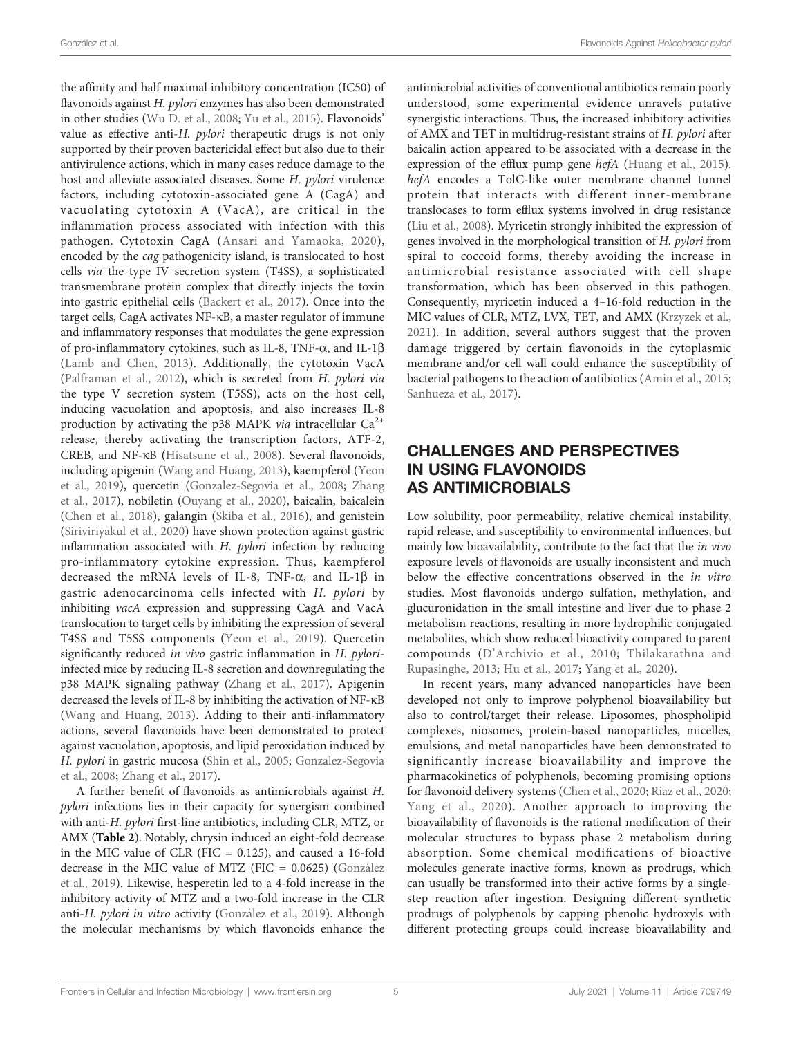the affinity and half maximal inhibitory concentration (IC50) of flavonoids against *H. pylori* enzymes has also been demonstrated in other studies (Wu D. et al., 2008; Yu et al., 2015). Flavonoids' value as effective anti-*H. pylori* therapeutic drugs is not only supported by their proven bactericidal effect but also due to their antivirulence actions, which in many cases reduce damage to the host and alleviate associated diseases. Some *H. pylori* virulence factors, including cytotoxin-associated gene A (CagA) and vacuolating cytotoxin A (VacA), are critical in the inflammation process associated with infection with this pathogen. Cytotoxin CagA (Ansari and Yamaoka, 2020), encoded by the *cag* pathogenicity island, is translocated to host cells *via* the type IV secretion system (T4SS), a sophisticated transmembrane protein complex that directly injects the toxin into gastric epithelial cells (Backert et al., 2017). Once into the target cells, CagA activates NF-κB, a master regulator of immune and inflammatory responses that modulates the gene expression of pro-inflammatory cytokines, such as IL-8, TNF-α, and IL-1β (Lamb and Chen, 2013). Additionally, the cytotoxin VacA (Palframan et al., 2012), which is secreted from *H. pylori via* the type V secretion system (T5SS), acts on the host cell, inducing vacuolation and apoptosis, and also increases IL-8 production by activating the p38 MAPK *via* intracellular $Ca^{2+}$ release, thereby activating the transcription factors, ATF-2, CREB, and NF-κB (Hisatsune et al., 2008). Several flavonoids, including apigenin (Wang and Huang, 2013), kaempferol (Yeon et al., 2019), quercetin (Gonzalez-Segovia et al., 2008; Zhang et al., 2017), nobiletin (Ouyang et al., 2020), baicalin, baicalein (Chen et al., 2018), galangin (Skiba et al., 2016), and genistein (Siriviriyakul et al., 2020) have shown protection against gastric inflammation associated with *H. pylori* infection by reducing pro-inflammatory cytokine expression. Thus, kaempferol decreased the mRNA levels of IL-8, TNF-α, and IL-1β in gastric adenocarcinoma cells infected with *H. pylori* by inhibiting *vacA* expression and suppressing CagA and VacA translocation to target cells by inhibiting the expression of several T4SS and T5SS components (Yeon et al., 2019). Quercetin significantly reduced *in vivo* gastric inflammation in *H. pylori*-infected mice by reducing IL-8 secretion and downregulating the p38 MAPK signaling pathway (Zhang et al., 2017). Apigenin decreased the levels of IL-8 by inhibiting the activation of NF-κB (Wang and Huang, 2013). Adding to their anti-inflammatory actions, several flavonoids have been demonstrated to protect against vacuolation, apoptosis, and lipid peroxidation induced by *H. pylori* in gastric mucosa (Shin et al., 2005; Gonzalez-Segovia et al., 2008; Zhang et al., 2017).

A further benefit of flavonoids as antimicrobials against *H. pylori* infections lies in their capacity for synergism combined with anti-*H. pylori* first-line antibiotics, including CLR, MTZ, or AMX (**Table 2**). Notably, chrysin induced an eight-fold decrease in the MIC value of CLR (FIC = 0.125), and caused a 16-fold decrease in the MIC value of MTZ (FIC = 0.0625) (González et al., 2019). Likewise, hesperetin led to a 4-fold increase in the inhibitory activity of MTZ and a two-fold increase in the CLR anti-*H. pylori in vitro* activity (González et al., 2019). Although the molecular mechanisms by which flavonoids enhance the antimicrobial activities of conventional antibiotics remain poorly understood, some experimental evidence unravels putative synergistic interactions. Thus, the increased inhibitory activities of AMX and TET in multidrug-resistant strains of *H. pylori* after baicalin action appeared to be associated with a decrease in the expression of the efflux pump gene *hefA* (Huang et al., 2015). *hefA* encodes a TolC-like outer membrane channel tunnel protein that interacts with different inner-membrane translocases to form efflux systems involved in drug resistance (Liu et al., 2008). Myricetin strongly inhibited the expression of genes involved in the morphological transition of *H. pylori* from spiral to coccoid forms, thereby avoiding the increase in antimicrobial resistance associated with cell shape transformation, which has been observed in this pathogen. Consequently, myricetin induced a 4–16-fold reduction in the MIC values of CLR, MTZ, LVX, TET, and AMX (Krzyżek et al., 2021). In addition, several authors suggest that the proven damage triggered by certain flavonoids in the cytoplasmic membrane and/or cell wall could enhance the susceptibility of bacterial pathogens to the action of antibiotics (Amin et al., 2015; Sanhueza et al., 2017).

## CHALLENGES AND PERSPECTIVES IN USING FLAVONOIDS AS ANTIMICROBIALS

Low solubility, poor permeability, relative chemical instability, rapid release, and susceptibility to environmental influences, but mainly low bioavailability, contribute to the fact that the *in vivo* exposure levels of flavonoids are usually inconsistent and much below the effective concentrations observed in the *in vitro* studies. Most flavonoids undergo sulfation, methylation, and glucuronidation in the small intestine and liver due to phase 2 metabolism reactions, resulting in more hydrophilic conjugated metabolites, which show reduced bioactivity compared to parent compounds (D'Archivio et al., 2010; Thilakarathna and Rupasinghe, 2013; Hu et al., 2017; Yang et al., 2020).

In recent years, many advanced nanoparticles have been developed not only to improve polyphenol bioavailability but also to control/target their release. Liposomes, phospholipid complexes, niosomes, protein-based nanoparticles, micelles, emulsions, and metal nanoparticles have been demonstrated to significantly increase bioavailability and improve the pharmacokinetics of polyphenols, becoming promising options for flavonoid delivery systems (Chen et al., 2020; Riaz et al., 2020; Yang et al., 2020). Another approach to improving the bioavailability of flavonoids is the rational modification of their molecular structures to bypass phase 2 metabolism during absorption. Some chemical modifications of bioactive molecules generate inactive forms, known as prodrugs, which can usually be transformed into their active forms by a single-step reaction after ingestion. Designing different synthetic prodrugs of polyphenols by capping phenolic hydroxyls with different protecting groups could increase bioavailability and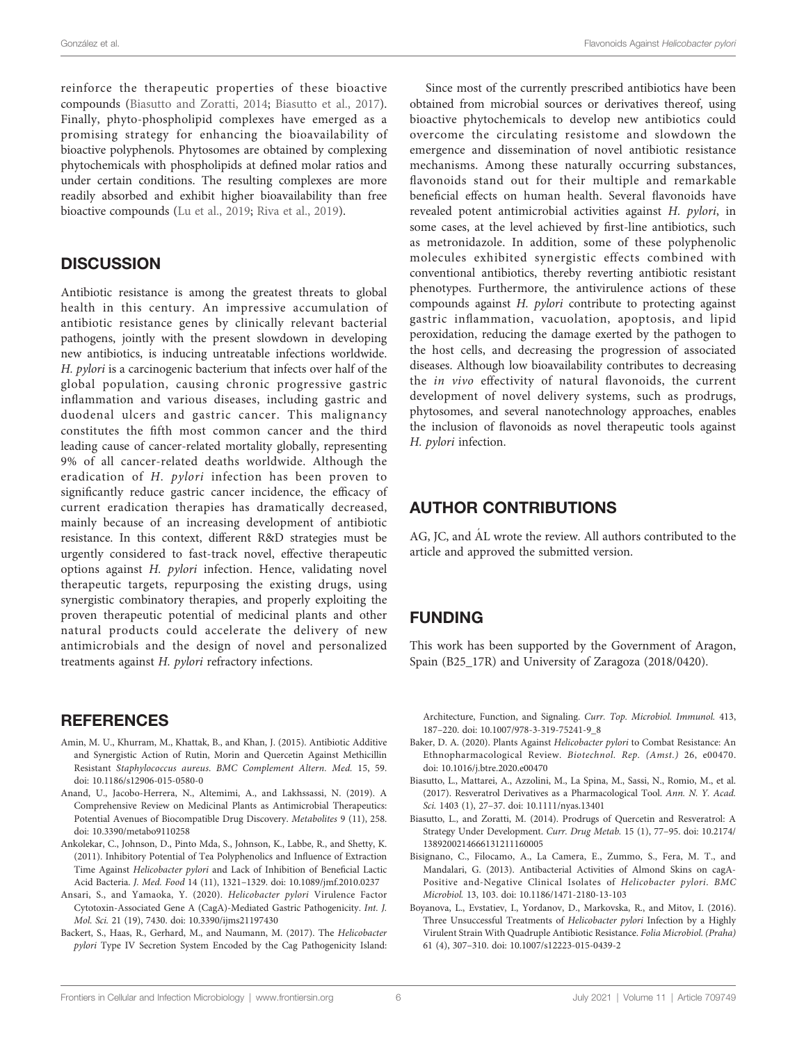reinforce the therapeutic properties of these bioactive compounds (Biasutto and Zoratti, 2014; Biasutto et al., 2017). Finally, phyto-phospholipid complexes have emerged as a promising strategy for enhancing the bioavailability of bioactive polyphenols. Phytosomes are obtained by complexing phytochemicals with phospholipids at defined molar ratios and under certain conditions. The resulting complexes are more readily absorbed and exhibit higher bioavailability than free bioactive compounds (Lu et al., 2019; Riva et al., 2019).

## DISCUSSION

Antibiotic resistance is among the greatest threats to global health in this century. An impressive accumulation of antibiotic resistance genes by clinically relevant bacterial pathogens, jointly with the present slowdown in developing new antibiotics, is inducing untreatable infections worldwide. *H. pylori* is a carcinogenic bacterium that infects over half of the global population, causing chronic progressive gastric inflammation and various diseases, including gastric and duodenal ulcers and gastric cancer. This malignancy constitutes the fifth most common cancer and the third leading cause of cancer-related mortality globally, representing 9% of all cancer-related deaths worldwide. Although the eradication of *H. pylori* infection has been proven to significantly reduce gastric cancer incidence, the efficacy of current eradication therapies has dramatically decreased, mainly because of an increasing development of antibiotic resistance. In this context, different R&D strategies must be urgently considered to fast-track novel, effective therapeutic options against *H. pylori* infection. Hence, validating novel therapeutic targets, repurposing the existing drugs, using synergistic combinatory therapies, and properly exploiting the proven therapeutic potential of medicinal plants and other natural products could accelerate the delivery of new antimicrobials and the design of novel and personalized treatments against *H. pylori* refractory infections.

Since most of the currently prescribed antibiotics have been obtained from microbial sources or derivatives thereof, using bioactive phytochemicals to develop new antibiotics could overcome the circulating resistome and slowdown the emergence and dissemination of novel antibiotic resistance mechanisms. Among these naturally occurring substances, flavonoids stand out for their multiple and remarkable beneficial effects on human health. Several flavonoids have revealed potent antimicrobial activities against *H. pylori*, in some cases, at the level achieved by first-line antibiotics, such as metronidazole. In addition, some of these polyphenolic molecules exhibited synergistic effects combined with conventional antibiotics, thereby reverting antibiotic resistant phenotypes. Furthermore, the antivirulence actions of these compounds against *H. pylori* contribute to protecting against gastric inflammation, vacuolation, apoptosis, and lipid peroxidation, reducing the damage exerted by the pathogen to the host cells, and decreasing the progression of associated diseases. Although low bioavailability contributes to decreasing the *in vivo* effectivity of natural flavonoids, the current development of novel delivery systems, such as prodrugs, phytosomes, and several nanotechnology approaches, enables the inclusion of flavonoids as novel therapeutic tools against *H. pylori* infection.

## AUTHOR CONTRIBUTIONS

AG, JC, and ÁL wrote the review. All authors contributed to the article and approved the submitted version.

## FUNDING

This work has been supported by the Government of Aragon, Spain (B25_17R) and University of Zaragoza (2018/0420).

## REFERENCES

Amin, M. U., Khurram, M., Khattak, B., and Khan, J. (2015). Antibiotic Additive and Synergistic Action of Rutin, Morin and Quercetin Against Methicillin Resistant *Staphylococcus aureus*. *BMC Complement Altern. Med.* 15, 59. doi: 10.1186/s12906-015-0580-0

Anand, U., Jacobo-Herrera, N., Altemimi, A., and Lakhssassi, N. (2019). A Comprehensive Review on Medicinal Plants as Antimicrobial Therapeutics: Potential Avenues of Biocompatible Drug Discovery. *Metabolites* 9 (11), 258. doi: 10.3390/metabo9110258

Ankolekar, C., Johnson, D., Pinto Mda, S., Johnson, K., Labbe, R., and Shetty, K. (2011). Inhibitory Potential of Tea Polyphenolics and Influence of Extraction Time Against *Helicobacter pylori* and Lack of Inhibition of Beneficial Lactic Acid Bacteria. *J. Med. Food* 14 (11), 1321–1329. doi: 10.1089/jmf.2010.0237

Ansari, S., and Yamaoka, Y. (2020). *Helicobacter pylori* Virulence Factor Cytotoxin-Associated Gene A (CagA)-Mediated Gastric Pathogenicity. *Int. J. Mol. Sci.* 21 (19), 7430. doi: 10.3390/ijms21197430

Backert, S., Haas, R., Gerhard, M., and Naumann, M. (2017). The *Helicobacter pylori* Type IV Secretion System Encoded by the Cag Pathogenicity Island: Architecture, Function, and Signaling. *Curr. Top. Microbiol. Immunol.* 413, 187–220. doi: 10.1007/978-3-319-75241-9_8

Baker, D. A. (2020). Plants Against *Helicobacter pylori* to Combat Resistance: An Ethnopharmacological Review. *Biotechnol. Rep. (Amst.)* 26, e00470. doi: 10.1016/j.btre.2020.e00470

Biasutto, L., Mattarei, A., Azzolini, M., La Spina, M., Sassi, N., Romio, M., et al. (2017). Resveratrol Derivatives as a Pharmacological Tool. *Ann. N. Y. Acad. Sci.* 1403 (1), 27–37. doi: 10.1111/nyas.13401

Biasutto, L., and Zoratti, M. (2014). Prodrugs of Quercetin and Resveratrol: A Strategy Under Development. *Curr. Drug Metab.* 15 (1), 77–95. doi: 10.2174/1389200214666131211160005

Bisignano, C., Filocamo, A., La Camera, E., Zummo, S., Fera, M. T., and Mandalari, G. (2013). Antibacterial Activities of Almond Skins on cagA-Positive and-Negative Clinical Isolates of *Helicobacter pylori*. *BMC Microbiol.* 13, 103. doi: 10.1186/1471-2180-13-103

Boyanova, L., Evstatiev, I., Yordanov, D., Markovska, R., and Mitov, I. (2016). Three Unsuccessful Treatments of *Helicobacter pylori* Infection by a Highly Virulent Strain With Quadruple Antibiotic Resistance. *Folia Microbiol. (Praha)* 61 (4), 307–310. doi: 10.1007/s12223-015-0439-2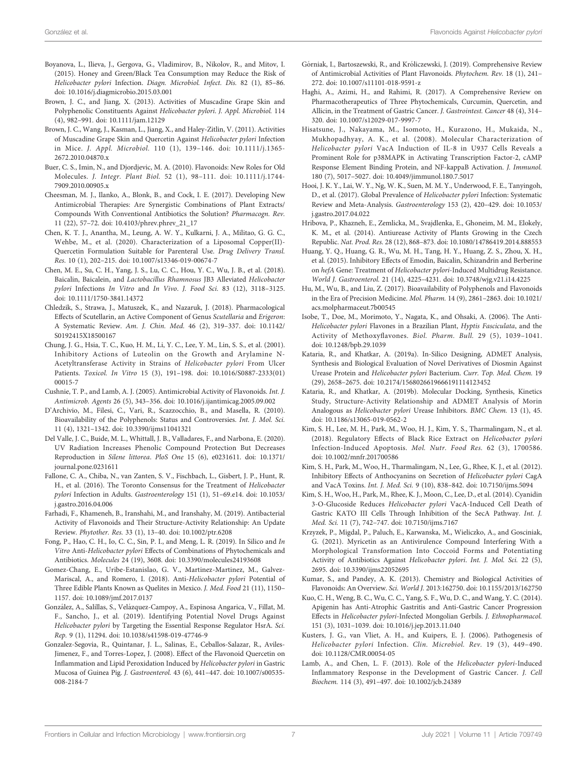Boyanova, L., Ilieva, J., Gergova, G., Vladimirov, B., Nikolov, R., and Mitov, I. (2015). Honey and Green/Black Tea Consumption may Reduce the Risk of *Helicobacter pylori* Infection. *Diagn. Microbiol. Infect. Dis.* 82 (1), 85–86. doi: 10.1016/j.diagmicrobio.2015.03.001

Brown, J. C., and Jiang, X. (2013). Activities of Muscadine Grape Skin and Polyphenolic Constituents Against *Helicobacter pylori*. *J. Appl. Microbiol.* 114 (4), 982–991. doi: 10.1111/jam.12129

Brown, J. C., Wang, J., Kasman, L., Jiang, X., and Haley-Zitlin, V. (2011). Activities of Muscadine Grape Skin and Quercetin Against *Helicobacter pylori* Infection in Mice. *J. Appl. Microbiol.* 110 (1), 139–146. doi: 10.1111/j.1365-2672.2010.04870.x

Buer, C. S., Imin, N., and Djordjevic, M. A. (2010). Flavonoids: New Roles for Old Molecules. *J. Integr. Plant Biol.* 52 (1), 98–111. doi: 10.1111/j.1744-7909.2010.00905.x

Cheesman, M. J., Ilanko, A., Blonk, B., and Cock, I. E. (2017). Developing New Antimicrobial Therapies: Are Synergistic Combinations of Plant Extracts/Compounds With Conventional Antibiotics the Solution? *Pharmacogn. Rev.* 11 (22), 57–72. doi: 10.4103/phrev.phrev_21_17

Chen, K. T. J., Anantha, M., Leung, A. W. Y., Kulkarni, J. A., Militao, G. G. C., Wehbe, M., et al. (2020). Characterization of a Liposomal Copper(II)-Quercetin Formulation Suitable for Parenteral Use. *Drug Delivery Transl. Res.* 10 (1), 202–215. doi: 10.1007/s13346-019-00674-7

Chen, M. E., Su, C. H., Yang, J. S., Lu, C. C., Hou, Y. C., Wu, J. B., et al. (2018). Baicalin, Baicalein, and *Lactobacillus Rhamnosus* JB3 Alleviated *Helicobacter pylori* Infections *In Vitro* and *In Vivo*. *J. Food Sci.* 83 (12), 3118–3125. doi: 10.1111/1750-3841.14372

Chledzik, S., Strawa, J., Matuszek, K., and Nazaruk, J. (2018). Pharmacological Effects of Scutellarin, an Active Component of Genus *Scutellaria* and *Erigeron*: A Systematic Review. *Am. J. Chin. Med.* 46 (2), 319–337. doi: 10.1142/S0192415X18500167

Chung, J. G., Hsia, T. C., Kuo, H. M., Li, Y. C., Lee, Y. M., Lin, S. S., et al. (2001). Inhibitory Actions of Luteolin on the Growth and Arylamine N-Acetyltransferase Activity in Strains of *Helicobacter pylori* From Ulcer Patients. *Toxicol. In Vitro* 15 (3), 191–198. doi: 10.1016/S0887-2333(01)00015-7

Cushnie, T. P., and Lamb, A. J. (2005). Antimicrobial Activity of Flavonoids. *Int. J. Antimicrob. Agents* 26 (5), 343–356. doi: 10.1016/j.ijantimicag.2005.09.002

D'Archivio, M., Filesi, C., Vari, R., Scazzocchio, B., and Masella, R. (2010). Bioavailability of the Polyphenols: Status and Controversies. *Int. J. Mol. Sci.* 11 (4), 1321–1342. doi: 10.3390/ijms11041321

Del Valle, J. C., Buide, M. L., Whittall, J. B., Valladares, F., and Narbona, E. (2020). UV Radiation Increases Phenolic Compound Protection But Decreases Reproduction in *Silene littorea*. *PloS One* 15 (6), e0231611. doi: 10.1371/journal.pone.0231611

Fallone, C. A., Chiba, N., van Zanten, S. V., Fischbach, L., Gisbert, J. P., Hunt, R. H., et al. (2016). The Toronto Consensus for the Treatment of *Helicobacter pylori* Infection in Adults. *Gastroenterology* 151 (1), 51–69.e14. doi: 10.1053/j.gastro.2016.04.006

Farhadi, F., Khameneh, B., Iranshahi, M., and Iranshahy, M. (2019). Antibacterial Activity of Flavonoids and Their Structure-Activity Relationship: An Update Review. *Phytother. Res.* 33 (1), 13–40. doi: 10.1002/ptr.6208

Fong, P., Hao, C. H., Io, C. C., Sin, P. I., and Meng, L. R. (2019). In Silico and *In Vitro* Anti-*Helicobacter pylori* Effects of Combinations of Phytochemicals and Antibiotics. *Molecules* 24 (19), 3608. doi: 10.3390/molecules24193608

Gomez-Chang, E., Uribe-Estanislao, G. V., Martinez-Martinez, M., Galvez-Mariscal, A., and Romero, I. (2018). Anti-*Helicobacter pylori* Potential of Three Edible Plants Known as Quelites in Mexico. *J. Med. Food* 21 (11), 1150–1157. doi: 10.1089/jmf.2017.0137

González, A., Salillas, S., Velázquez-Campoy, A., Espinosa Angarica, V., Fillat, M. F., Sancho, J., et al. (2019). Identifying Potential Novel Drugs Against *Helicobacter pylori* by Targeting the Essential Response Regulator HsrA. *Sci. Rep.* 9 (1), 11294. doi: 10.1038/s41598-019-47746-9

Gonzalez-Segovia, R., Quintanar, J. L., Salinas, E., Ceballos-Salazar, R., Aviles-Jimenez, F., and Torres-Lopez, J. (2008). Effect of the Flavonoid Quercetin on Inflammation and Lipid Peroxidation Induced by *Helicobacter pylori* in Gastric Mucosa of Guinea Pig. *J. Gastroenterol.* 43 (6), 441–447. doi: 10.1007/s00535-008-2184-7

Górniak, I., Bartoszewski, R., and Króliczewski, J. (2019). Comprehensive Review of Antimicrobial Activities of Plant Flavonoids. *Phytochem. Rev.* 18 (1), 241–272. doi: 10.1007/s11101-018-9591-z

Haghi, A., Azimi, H., and Rahimi, R. (2017). A Comprehensive Review on Pharmacotherapeutics of Three Phytochemicals, Curcumin, Quercetin, and Allicin, in the Treatment of Gastric Cancer. *J. Gastrointest. Cancer* 48 (4), 314–320. doi: 10.1007/s12029-017-9997-7

Hisatsune, J., Nakayama, M., Isomoto, H., Kurazono, H., Mukaida, N., Mukhopadhyay, A. K., et al. (2008). Molecular Characterization of *Helicobacter pylori* VacA Induction of IL-8 in U937 Cells Reveals a Prominent Role for p38MAPK in Activating Transcription Factor-2, cAMP Response Element Binding Protein, and NF-kappaB Activation. *J. Immunol.* 180 (7), 5017–5027. doi: 10.4049/jimmunol.180.7.5017

Hooi, J. K. Y., Lai, W. Y., Ng, W. K., Suen, M. M. Y., Underwood, F. E., Tanyingoh, D., et al. (2017). Global Prevalence of *Helicobacter pylori* Infection: Systematic Review and Meta-Analysis. *Gastroenterology* 153 (2), 420–429. doi: 10.1053/j.gastro.2017.04.022

Hribova, P., Khazneh, E., Zemlicka, M., Svajdlenka, E., Ghoneim, M. M., Elokely, K. M., et al. (2014). Antiurease Activity of Plants Growing in the Czech Republic. *Nat. Prod. Res.* 28 (12), 868–873. doi: 10.1080/14786419.2014.888553

Huang, Y. Q., Huang, G. R., Wu, M. H., Tang, H. Y., Huang, Z. S., Zhou, X. H., et al. (2015). Inhibitory Effects of Emodin, Baicalin, Schizandrin and Berberine on *hefA* Gene: Treatment of *Helicobacter pylori*-Induced Multidrug Resistance. *World J. Gastroenterol.* 21 (14), 4225–4231. doi: 10.3748/wjg.v21.i14.4225

Hu, M., Wu, B., and Liu, Z. (2017). Bioavailability of Polyphenols and Flavonoids in the Era of Precision Medicine. *Mol. Pharm.* 14 (9), 2861–2863. doi: 10.1021/acs.molpharmaceut.7b00545

Isobe, T., Doe, M., Morimoto, Y., Nagata, K., and Ohsaki, A. (2006). The Anti-*Helicobacter pylori* Flavones in a Brazilian Plant, *Hyptis Fasciculata*, and the Activity of Methoxyflavones. *Biol. Pharm. Bull.* 29 (5), 1039–1041. doi: 10.1248/bpb.29.1039

Kataria, R., and Khatkar, A. (2019a). In-Silico Designing, ADMET Analysis, Synthesis and Biological Evaluation of Novel Derivatives of Diosmin Against Urease Protein and *Helicobacter pylori* Bacterium. *Curr. Top. Med. Chem.* 19 (29), 2658–2675. doi: 10.2174/1568026619666191114123452

Kataria, R., and Khatkar, A. (2019b). Molecular Docking, Synthesis, Kinetics Study, Structure-Activity Relationship and ADMET Analysis of Morin Analogous as *Helicobacter pylori* Urease Inhibitors. *BMC Chem.* 13 (1), 45. doi: 10.1186/s13065-019-0562-2

Kim, S. H., Lee, M. H., Park, M., Woo, H. J., Kim, Y. S., Tharmalingam, N., et al. (2018). Regulatory Effects of Black Rice Extract on *Helicobacter pylori* Infection-Induced Apoptosis. *Mol. Nutr. Food Res.* 62 (3), 1700586. doi: 10.1002/mnfr.201700586

Kim, S. H., Park, M., Woo, H., Tharmalingam, N., Lee, G., Rhee, K. J., et al. (2012). Inhibitory Effects of Anthocyanins on Secretion of *Helicobacter pylori* CagA and VacA Toxins. *Int. J. Med. Sci.* 9 (10), 838–842. doi: 10.7150/ijms.5094

Kim, S. H., Woo, H., Park, M., Rhee, K. J., Moon, C., Lee, D., et al. (2014). Cyanidin 3-O-Glucoside Reduces *Helicobacter pylori* VacA-Induced Cell Death of Gastric KATO III Cells Through Inhibition of the SecA Pathway. *Int. J. Med. Sci.* 11 (7), 742–747. doi: 10.7150/ijms.7167

Krzyzek, P., Migdal, P., Paluch, E., Karwanska, M., Wieliczko, A., and Gosciniak, G. (2021). Myricetin as an Antivirulence Compound Interfering With a Morphological Transformation Into Coccoid Forms and Potentiating Activity of Antibiotics Against *Helicobacter pylori*. *Int. J. Mol. Sci.* 22 (5), 2695. doi: 10.3390/ijms22052695

Kumar, S., and Pandey, A. K. (2013). Chemistry and Biological Activities of Flavonoids: An Overview. *Sci. World J.* 2013:162750. doi: 10.1155/2013/162750

Kuo, C. H., Weng, B. C., Wu, C. C., Yang, S. F., Wu, D. C., and Wang, Y. C. (2014). Apigenin has Anti-Atrophic Gastritis and Anti-Gastric Cancer Progression Effects in *Helicobacter pylori*-Infected Mongolian Gerbils. *J. Ethnopharmacol.* 151 (3), 1031–1039. doi: 10.1016/j.jep.2013.11.040

Kusters, J. G., van Vliet, A. H., and Kuipers, E. J. (2006). Pathogenesis of *Helicobacter pylori* Infection. *Clin. Microbiol. Rev.* 19 (3), 449–490. doi: 10.1128/CMR.00054-05

Lamb, A., and Chen, L. F. (2013). Role of the *Helicobacter pylori*-Induced Inflammatory Response in the Development of Gastric Cancer. *J. Cell Biochem.* 114 (3), 491–497. doi: 10.1002/jcb.24389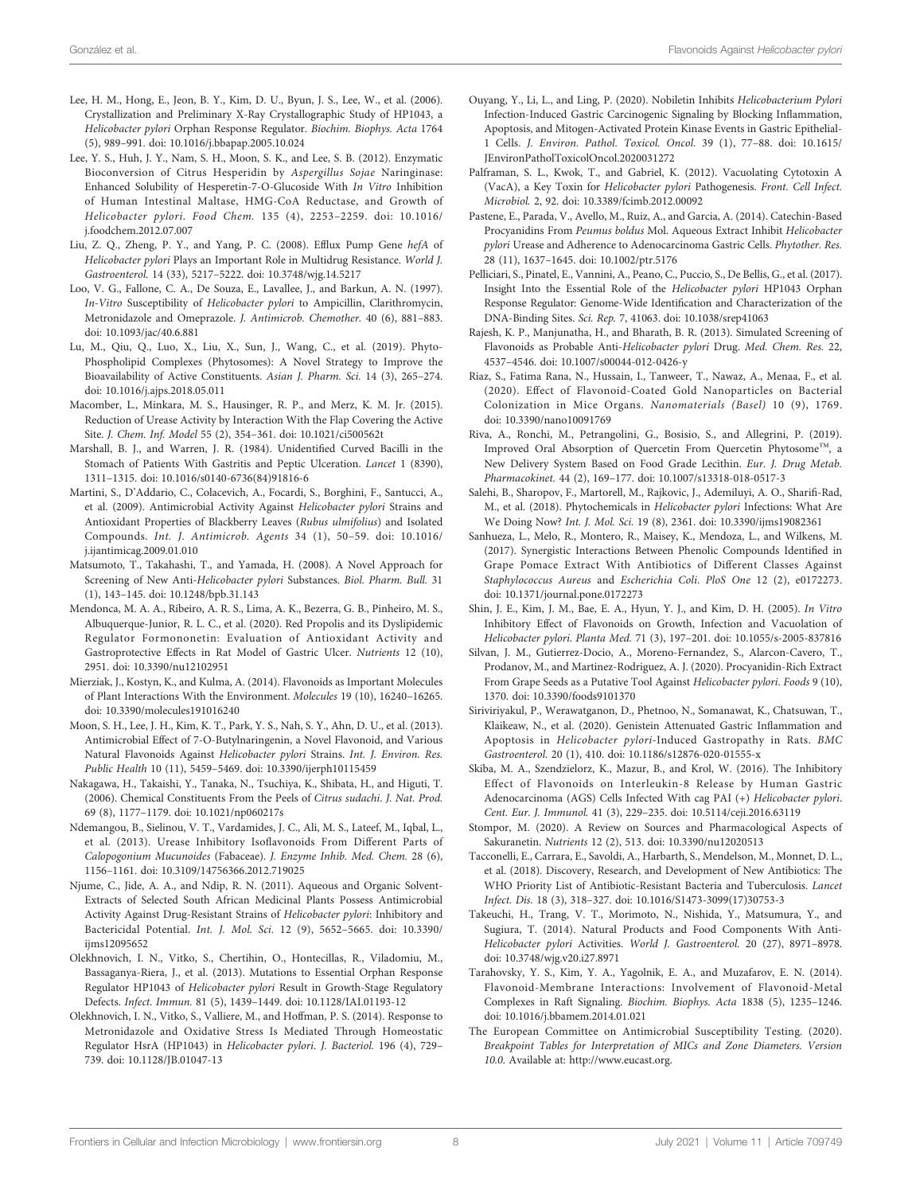Lee, H. M., Hong, E., Jeon, B. Y., Kim, D. U., Byun, J. S., Lee, W., et al. (2006). Crystallization and Preliminary X-Ray Crystallographic Study of HP1043, a *Helicobacter pylori* Orphan Response Regulator. *Biochim. Biophys. Acta* 1764 (5), 989–991. doi: 10.1016/j.bbapap.2005.10.024

Lee, Y. S., Huh, J. Y., Nam, S. H., Moon, S. K., and Lee, S. B. (2012). Enzymatic Bioconversion of Citrus Hesperidin by *Aspergillus Sojae* Naringinase: Enhanced Solubility of Hesperetin-7-O-Glucoside With *In Vitro* Inhibition of Human Intestinal Maltase, HMG-CoA Reductase, and Growth of *Helicobacter pylori*. *Food Chem.* 135 (4), 2253–2259. doi: 10.1016/j.foodchem.2012.07.007

Liu, Z. Q., Zheng, P. Y., and Yang, P. C. (2008). Efflux Pump Gene *hefA* of *Helicobacter pylori* Plays an Important Role in Multidrug Resistance. *World J. Gastroenterol.* 14 (33), 5217–5222. doi: 10.3748/wjg.14.5217

Loo, V. G., Fallone, C. A., De Souza, E., Lavallee, J., and Barkun, A. N. (1997). *In-Vitro* Susceptibility of *Helicobacter pylori* to Ampicillin, Clarithromycin, Metronidazole and Omeprazole. *J. Antimicrob. Chemother.* 40 (6), 881–883. doi: 10.1093/jac/40.6.881

Lu, M., Qiu, Q., Luo, X., Liu, X., Sun, J., Wang, C., et al. (2019). Phyto-Phospholipid Complexes (Phytosomes): A Novel Strategy to Improve the Bioavailability of Active Constituents. *Asian J. Pharm. Sci.* 14 (3), 265–274. doi: 10.1016/j.ajps.2018.05.011

Macomber, L., Minkara, M. S., Hausinger, R. P., and Merz, K. M. Jr. (2015). Reduction of Urease Activity by Interaction With the Flap Covering the Active Site. *J. Chem. Inf. Model* 55 (2), 354–361. doi: 10.1021/ci500562t

Marshall, B. J., and Warren, J. R. (1984). Unidentified Curved Bacilli in the Stomach of Patients With Gastritis and Peptic Ulceration. *Lancet* 1 (8390), 1311–1315. doi: 10.1016/s0140-6736(84)91816-6

Martini, S., D'Addario, C., Colacevich, A., Focardi, S., Borghini, F., Santucci, A., et al. (2009). Antimicrobial Activity Against *Helicobacter pylori* Strains and Antioxidant Properties of Blackberry Leaves (*Rubus ulmifolius*) and Isolated Compounds. *Int. J. Antimicrob. Agents* 34 (1), 50–59. doi: 10.1016/j.ijantimicag.2009.01.010

Matsumoto, T., Takahashi, T., and Yamada, H. (2008). A Novel Approach for Screening of New Anti-*Helicobacter pylori* Substances. *Biol. Pharm. Bull.* 31 (1), 143–145. doi: 10.1248/bpb.31.143

Mendonca, M. A. A., Ribeiro, A. R. S., Lima, A. K., Bezerra, G. B., Pinheiro, M. S., Albuquerque-Junior, R. L. C., et al. (2020). Red Propolis and its Dyslipidemic Regulator Formononetin: Evaluation of Antioxidant Activity and Gastroprotective Effects in Rat Model of Gastric Ulcer. *Nutrients* 12 (10), 2951. doi: 10.3390/nu12102951

Mierziak, J., Kostyn, K., and Kulma, A. (2014). Flavonoids as Important Molecules of Plant Interactions With the Environment. *Molecules* 19 (10), 16240–16265. doi: 10.3390/molecules191016240

Moon, S. H., Lee, J. H., Kim, K. T., Park, Y. S., Nah, S. Y., Ahn, D. U., et al. (2013). Antimicrobial Effect of 7-O-Butylnaringenin, a Novel Flavonoid, and Various Natural Flavonoids Against *Helicobacter pylori* Strains. *Int. J. Environ. Res. Public Health* 10 (11), 5459–5469. doi: 10.3390/ijerph10115459

Nakagawa, H., Takaishi, Y., Tanaka, N., Tsuchiya, K., Shibata, H., and Higuti, T. (2006). Chemical Constituents From the Peels of *Citrus sudachi*. *J. Nat. Prod.* 69 (8), 1177–1179. doi: 10.1021/np060217s

Ndemangou, B., Sielinou, V. T., Vardamides, J. C., Ali, M. S., Lateef, M., Iqbal, L., et al. (2013). Urease Inhibitory Isoflavonoids From Different Parts of *Calopogonium Mucunoides* (Fabaceae). *J. Enzyme Inhib. Med. Chem.* 28 (6), 1156–1161. doi: 10.3109/14756366.2012.719025

Njume, C., Jide, A. A., and Ndip, R. N. (2011). Aqueous and Organic Solvent-Extracts of Selected South African Medicinal Plants Possess Antimicrobial Activity Against Drug-Resistant Strains of *Helicobacter pylori*: Inhibitory and Bactericidal Potential. *Int. J. Mol. Sci.* 12 (9), 5652–5665. doi: 10.3390/ijms12095652

Olekhnovich, I. N., Vitko, S., Chertihin, O., Hontecillas, R., Viladomiu, M., Bassaganya-Riera, J., et al. (2013). Mutations to Essential Orphan Response Regulator HP1043 of *Helicobacter pylori* Result in Growth-Stage Regulatory Defects. *Infect. Immun.* 81 (5), 1439–1449. doi: 10.1128/IAI.01193-12

Olekhnovich, I. N., Vitko, S., Valliere, M., and Hoffman, P. S. (2014). Response to Metronidazole and Oxidative Stress Is Mediated Through Homeostatic Regulator HsrA (HP1043) in *Helicobacter pylori*. *J. Bacteriol.* 196 (4), 729–739. doi: 10.1128/JB.01047-13

Ouyang, Y., Li, L., and Ling, P. (2020). Nobiletin Inhibits *Helicobacterium Pylori* Infection-Induced Gastric Carcinogenic Signaling by Blocking Inflammation, Apoptosis, and Mitogen-Activated Protein Kinase Events in Gastric Epithelial-1 Cells. *J. Environ. Pathol. Toxicol. Oncol.* 39 (1), 77–88. doi: 10.1615/JEnvironPatholToxicolOncol.2020031272

Palframan, S. L., Kwok, T., and Gabriel, K. (2012). Vacuolating Cytotoxin A (VacA), a Key Toxin for *Helicobacter pylori* Pathogenesis. *Front. Cell Infect. Microbiol.* 2, 92. doi: 10.3389/fcimb.2012.00092

Pastene, E., Parada, V., Avello, M., Ruiz, A., and Garcia, A. (2014). Catechin-Based Procyanidins From *Peumus boldus* Mol. Aqueous Extract Inhibit *Helicobacter pylori* Urease and Adherence to Adenocarcinoma Gastric Cells. *Phytother. Res.* 28 (11), 1637–1645. doi: 10.1002/ptr.5176

Pelliciari, S., Pinatel, E., Vannini, A., Peano, C., Puccio, S., De Bellis, G., et al. (2017). Insight Into the Essential Role of the *Helicobacter pylori* HP1043 Orphan Response Regulator: Genome-Wide Identification and Characterization of the DNA-Binding Sites. *Sci. Rep.* 7, 41063. doi: 10.1038/srep41063

Rajesh, K. P., Manjunatha, H., and Bharath, B. R. (2013). Simulated Screening of Flavonoids as Probable Anti-*Helicobacter pylori* Drug. *Med. Chem. Res.* 22, 4537–4546. doi: 10.1007/s00044-012-0426-y

Riaz, S., Fatima Rana, N., Hussain, I., Tanweer, T., Nawaz, A., Menaa, F., et al. (2020). Effect of Flavonoid-Coated Gold Nanoparticles on Bacterial Colonization in Mice Organs. *Nanomaterials (Basel)* 10 (9), 1769. doi: 10.3390/nano10091769

Riva, A., Ronchi, M., Petrangolini, G., Bosisio, S., and Allegrini, P. (2019). Improved Oral Absorption of Quercetin From Quercetin Phytosome™, a New Delivery System Based on Food Grade Lecithin. *Eur. J. Drug Metab. Pharmacokinet.* 44 (2), 169–177. doi: 10.1007/s13318-018-0517-3

Salehi, B., Sharopov, F., Martorell, M., Rajkovic, J., Ademiluyi, A. O., Sharifi-Rad, M., et al. (2018). Phytochemicals in *Helicobacter pylori* Infections: What Are We Doing Now? *Int. J. Mol. Sci.* 19 (8), 2361. doi: 10.3390/ijms19082361

Sanhueza, L., Melo, R., Montero, R., Maisey, K., Mendoza, L., and Wilkens, M. (2017). Synergistic Interactions Between Phenolic Compounds Identified in Grape Pomace Extract With Antibiotics of Different Classes Against *Staphylococcus Aureus* and *Escherichia Coli*. *PloS One* 12 (2), e0172273. doi: 10.1371/journal.pone.0172273

Shin, J. E., Kim, J. M., Bae, E. A., Hyun, Y. J., and Kim, D. H. (2005). *In Vitro* Inhibitory Effect of Flavonoids on Growth, Infection and Vacuolation of *Helicobacter pylori*. *Planta Med.* 71 (3), 197–201. doi: 10.1055/s-2005-837816

Silvan, J. M., Gutierrez-Docio, A., Moreno-Fernandez, S., Alarcon-Cavero, T., Prodanov, M., and Martinez-Rodriguez, A. J. (2020). Procyanidin-Rich Extract From Grape Seeds as a Putative Tool Against *Helicobacter pylori*. *Foods* 9 (10), 1370. doi: 10.3390/foods9101370

Siriviriyakul, P., Werawatganon, D., Phetnoo, N., Somanawat, K., Chatsuwan, T., Klaikeaw, N., et al. (2020). Genistein Attenuated Gastric Inflammation and Apoptosis in *Helicobacter pylori*-Induced Gastropathy in Rats. *BMC Gastroenterol.* 20 (1), 410. doi: 10.1186/s12876-020-01555-x

Skiba, M. A., Szendzielorz, K., Mazur, B., and Krol, W. (2016). The Inhibitory Effect of Flavonoids on Interleukin-8 Release by Human Gastric Adenocarcinoma (AGS) Cells Infected With cag PAI (+) *Helicobacter pylori*. *Cent. Eur. J. Immunol.* 41 (3), 229–235. doi: 10.5114/ceji.2016.63119

Stompor, M. (2020). A Review on Sources and Pharmacological Aspects of Sakuranetin. *Nutrients* 12 (2), 513. doi: 10.3390/nu12020513

Tacconelli, E., Carrara, E., Savoldi, A., Harbarth, S., Mendelson, M., Monnet, D. L., et al. (2018). Discovery, Research, and Development of New Antibiotics: The WHO Priority List of Antibiotic-Resistant Bacteria and Tuberculosis. *Lancet Infect. Dis.* 18 (3), 318–327. doi: 10.1016/S1473-3099(17)30753-3

Takeuchi, H., Trang, V. T., Morimoto, N., Nishida, Y., Matsumura, Y., and Sugiura, T. (2014). Natural Products and Food Components With Anti-*Helicobacter pylori* Activities. *World J. Gastroenterol.* 20 (27), 8971–8978. doi: 10.3748/wjg.v20.i27.8971

Tarahovsky, Y. S., Kim, Y. A., Yagolnik, E. A., and Muzafarov, E. N. (2014). Flavonoid-Membrane Interactions: Involvement of Flavonoid-Metal Complexes in Raft Signaling. *Biochim. Biophys. Acta* 1838 (5), 1235–1246. doi: 10.1016/j.bbamem.2014.01.021

The European Committee on Antimicrobial Susceptibility Testing. (2020). *Breakpoint Tables for Interpretation of MICs and Zone Diameters. Version 10.0.* Available at: http://www.eucast.org.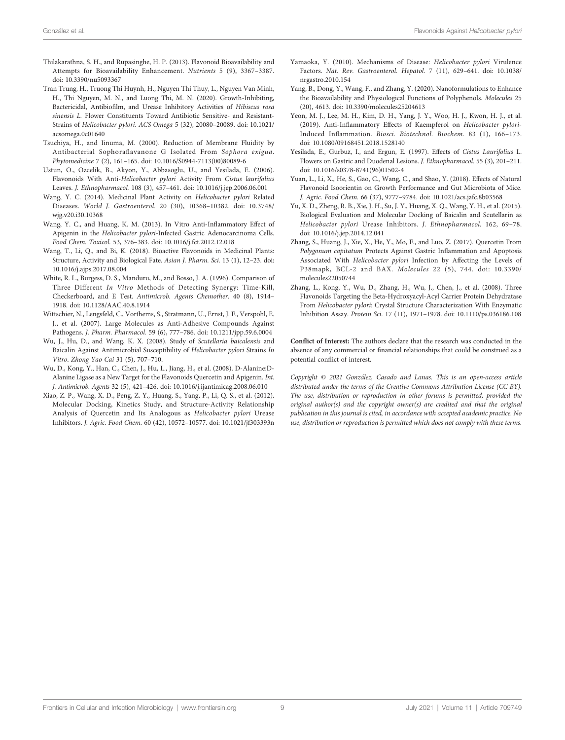Thilakarathna, S. H., and Rupasinghe, H. P. (2013). Flavonoid Bioavailability and Attempts for Bioavailability Enhancement. *Nutrients* 5 (9), 3367–3387. doi: 10.3390/nu5093367

Tran Trung, H., Truong Thi Huynh, H., Nguyen Thi Thuy, L., Nguyen Van Minh, H., Thi Nguyen, M. N., and Luong Thi, M. N. (2020). Growth-Inhibiting, Bactericidal, Antibiofilm, and Urease Inhibitory Activities of *Hibiscus rosa sinensis L.* Flower Constituents Toward Antibiotic Sensitive- and Resistant-Strains of *Helicobacter pylori*. *ACS Omega* 5 (32), 20080–20089. doi: 10.1021/acsomega.0c01640

Tsuchiya, H., and Iinuma, M. (2000). Reduction of Membrane Fluidity by Antibacterial Sophoraflavanone G Isolated From *Sophora exigua*. *Phytomedicine* 7 (2), 161–165. doi: 10.1016/S0944-7113(00)80089-6

Ustun, O., Ozcelik, B., Akyon, Y., Abbasoglu, U., and Yesilada, E. (2006). Flavonoids With Anti-*Helicobacter pylori* Activity From *Cistus laurifolius* Leaves. *J. Ethnopharmacol.* 108 (3), 457–461. doi: 10.1016/j.jep.2006.06.001

Wang, Y. C. (2014). Medicinal Plant Activity on *Helicobacter pylori* Related Diseases. *World J. Gastroenterol.* 20 (30), 10368–10382. doi: 10.3748/wjg.v20.i30.10368

Wang, Y. C., and Huang, K. M. (2013). In Vitro Anti-Inflammatory Effect of Apigenin in the *Helicobacter pylori*-Infected Gastric Adenocarcinoma Cells. *Food Chem. Toxicol.* 53, 376–383. doi: 10.1016/j.fct.2012.12.018

Wang, T., Li, Q., and Bi, K. (2018). Bioactive Flavonoids in Medicinal Plants: Structure, Activity and Biological Fate. *Asian J. Pharm. Sci.* 13 (1), 12–23. doi: 10.1016/j.ajps.2017.08.004

White, R. L., Burgess, D. S., Manduru, M., and Bosso, J. A. (1996). Comparison of Three Different *In Vitro* Methods of Detecting Synergy: Time-Kill, Checkerboard, and E Test. *Antimicrob. Agents Chemother.* 40 (8), 1914–1918. doi: 10.1128/AAC.40.8.1914

Wittschier, N., Lengsfeld, C., Vorthems, S., Stratmann, U., Ernst, J. F., Verspohl, E. J., et al. (2007). Large Molecules as Anti-Adhesive Compounds Against Pathogens. *J. Pharm. Pharmacol.* 59 (6), 777–786. doi: 10.1211/jpp.59.6.0004

Wu, J., Hu, D., and Wang, K. X. (2008). Study of *Scutellaria baicalensis* and Baicalin Against Antimicrobial Susceptibility of *Helicobacter pylori* Strains *In Vitro*. *Zhong Yao Cai* 31 (5), 707–710.

Wu, D., Kong, Y., Han, C., Chen, J., Hu, L., Jiang, H., et al. (2008). D-Alanine:D-Alanine Ligase as a New Target for the Flavonoids Quercetin and Apigenin. *Int. J. Antimicrob. Agents* 32 (5), 421–426. doi: 10.1016/j.ijantimicag.2008.06.010

Xiao, Z. P., Wang, X. D., Peng, Z. Y., Huang, S., Yang, P., Li, Q. S., et al. (2012). Molecular Docking, Kinetics Study, and Structure-Activity Relationship Analysis of Quercetin and Its Analogous as *Helicobacter pylori* Urease Inhibitors. *J. Agric. Food Chem.* 60 (42), 10572–10577. doi: 10.1021/jf303393n

Yamaoka, Y. (2010). Mechanisms of Disease: *Helicobacter pylori* Virulence Factors. *Nat. Rev. Gastroenterol. Hepatol.* 7 (11), 629–641. doi: 10.1038/nrgastro.2010.154

Yang, B., Dong, Y., Wang, F., and Zhang, Y. (2020). Nanoformulations to Enhance the Bioavailability and Physiological Functions of Polyphenols. *Molecules* 25 (20), 4613. doi: 10.3390/molecules25204613

Yeon, M. J., Lee, M. H., Kim, D. H., Yang, J. Y., Woo, H. J., Kwon, H. J., et al. (2019). Anti-Inflammatory Effects of Kaempferol on *Helicobacter pylori*-Induced Inflammation. *Biosci. Biotechnol. Biochem.* 83 (1), 166–173. doi: 10.1080/09168451.2018.1528140

Yesilada, E., Gurbuz, I., and Ergun, E. (1997). Effects of *Cistus Laurifolius* L. Flowers on Gastric and Duodenal Lesions. *J. Ethnopharmacol.* 55 (3), 201–211. doi: 10.1016/s0378-8741(96)01502-4

Yuan, L., Li, X., He, S., Gao, C., Wang, C., and Shao, Y. (2018). Effects of Natural Flavonoid Isoorientin on Growth Performance and Gut Microbiota of Mice. *J. Agric. Food Chem.* 66 (37), 9777–9784. doi: 10.1021/acs.jafc.8b03568

Yu, X. D., Zheng, R. B., Xie, J. H., Su, J. Y., Huang, X. Q., Wang, Y. H., et al. (2015). Biological Evaluation and Molecular Docking of Baicalin and Scutellarin as *Helicobacter pylori* Urease Inhibitors. *J. Ethnopharmacol.* 162, 69–78. doi: 10.1016/j.jep.2014.12.041

Zhang, S., Huang, J., Xie, X., He, Y., Mo, F., and Luo, Z. (2017). Quercetin From *Polygonum capitatum* Protects Against Gastric Inflammation and Apoptosis Associated With *Helicobacter pylori* Infection by Affecting the Levels of P38mapk, BCL-2 and BAX. *Molecules* 22 (5), 744. doi: 10.3390/molecules22050744

Zhang, L., Kong, Y., Wu, D., Zhang, H., Wu, J., Chen, J., et al. (2008). Three Flavonoids Targeting the Beta-Hydroxyacyl-Acyl Carrier Protein Dehydratase From *Helicobacter pylori*: Crystal Structure Characterization With Enzymatic Inhibition Assay. *Protein Sci.* 17 (11), 1971–1978. doi: 10.1110/ps.036186.108

**Conflict of Interest:** The authors declare that the research was conducted in the absence of any commercial or financial relationships that could be construed as a potential conflict of interest.

*Copyright © 2021 González, Casado and Lanas. This is an open-access article distributed under the terms of the Creative Commons Attribution License (CC BY). The use, distribution or reproduction in other forums is permitted, provided the original author(s) and the copyright owner(s) are credited and that the original publication in this journal is cited, in accordance with accepted academic practice. No use, distribution or reproduction is permitted which does not comply with these terms.*